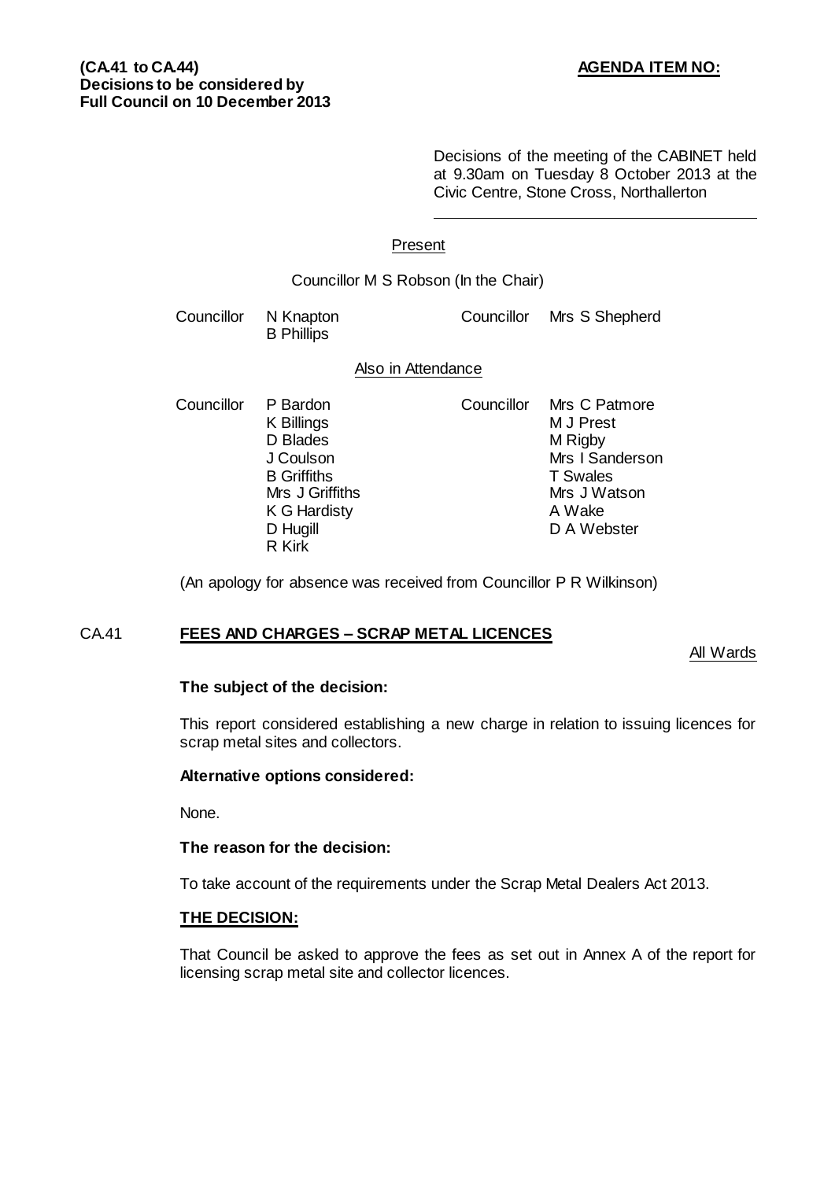**(CA.41 to CA.44)** **AGENDA ITEM NO:**
**Decisions to be considered by Full Council on 10 December 2013**

Decisions of the meeting of the CABINET held at 9.30am on Tuesday 8 October 2013 at the Civic Centre, Stone Cross, Northallerton

---

Present

Councillor M S Robson (In the Chair)

| | | | |
|---|---|---|---|
| Councillor | N Knapton | Councillor | Mrs S Shepherd |
| | B Phillips | | |

Also in Attendance

| | | | |
|---|---|---|---|
| Councillor | P Bardon | Councillor | Mrs C Patmore |
| | K Billings | | M J Prest |
| | D Blades | | M Rigby |
| | J Coulson | | Mrs I Sanderson |
| | B Griffiths | | T Swales |
| | Mrs J Griffiths | | Mrs J Watson |
| | K G Hardisty | | A Wake |
| | D Hugill | | D A Webster |
| | R Kirk | | |

(An apology for absence was received from Councillor P R Wilkinson)

## CA.41 FEES AND CHARGES – SCRAP METAL LICENCES

All Wards

**The subject of the decision:**

This report considered establishing a new charge in relation to issuing licences for scrap metal sites and collectors.

**Alternative options considered:**

None.

**The reason for the decision:**

To take account of the requirements under the Scrap Metal Dealers Act 2013.

**THE DECISION:**

That Council be asked to approve the fees as set out in Annex A of the report for licensing scrap metal site and collector licences.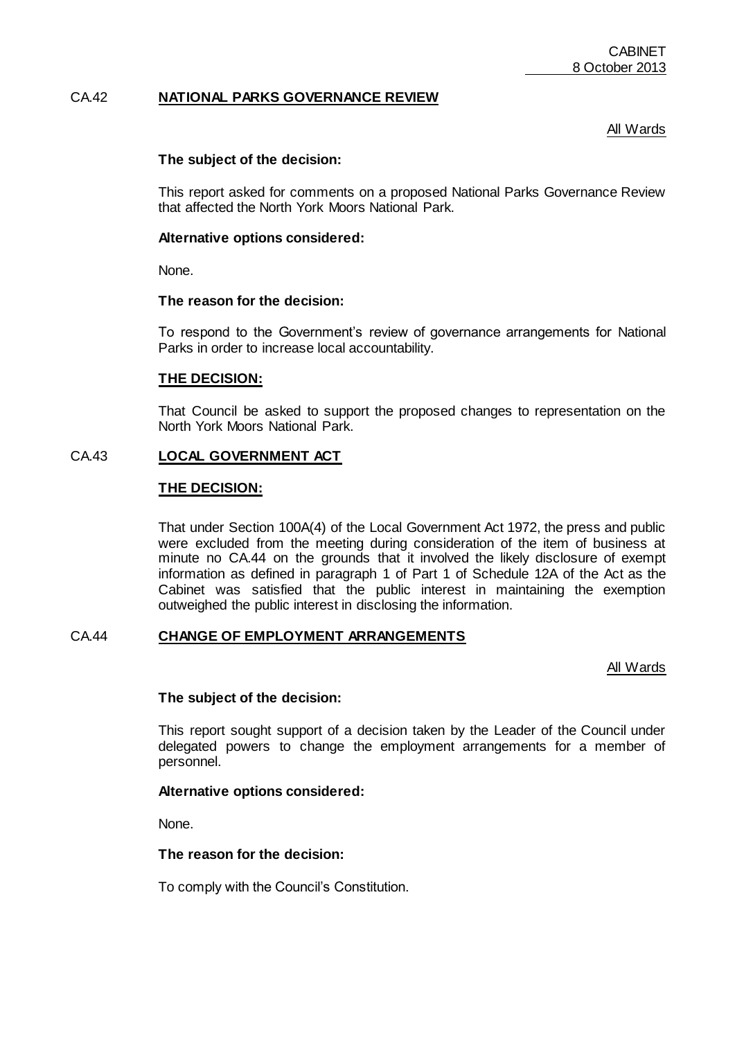## CA.42 NATIONAL PARKS GOVERNANCE REVIEW

All Wards

**The subject of the decision:**

This report asked for comments on a proposed National Parks Governance Review that affected the North York Moors National Park.

**Alternative options considered:**

None.

**The reason for the decision:**

To respond to the Government's review of governance arrangements for National Parks in order to increase local accountability.

**THE DECISION:**

That Council be asked to support the proposed changes to representation on the North York Moors National Park.

## CA.43 LOCAL GOVERNMENT ACT

**THE DECISION:**

That under Section 100A(4) of the Local Government Act 1972, the press and public were excluded from the meeting during consideration of the item of business at minute no CA.44 on the grounds that it involved the likely disclosure of exempt information as defined in paragraph 1 of Part 1 of Schedule 12A of the Act as the Cabinet was satisfied that the public interest in maintaining the exemption outweighed the public interest in disclosing the information.

## CA.44 CHANGE OF EMPLOYMENT ARRANGEMENTS

All Wards

**The subject of the decision:**

This report sought support of a decision taken by the Leader of the Council under delegated powers to change the employment arrangements for a member of personnel.

**Alternative options considered:**

None.

**The reason for the decision:**

To comply with the Council's Constitution.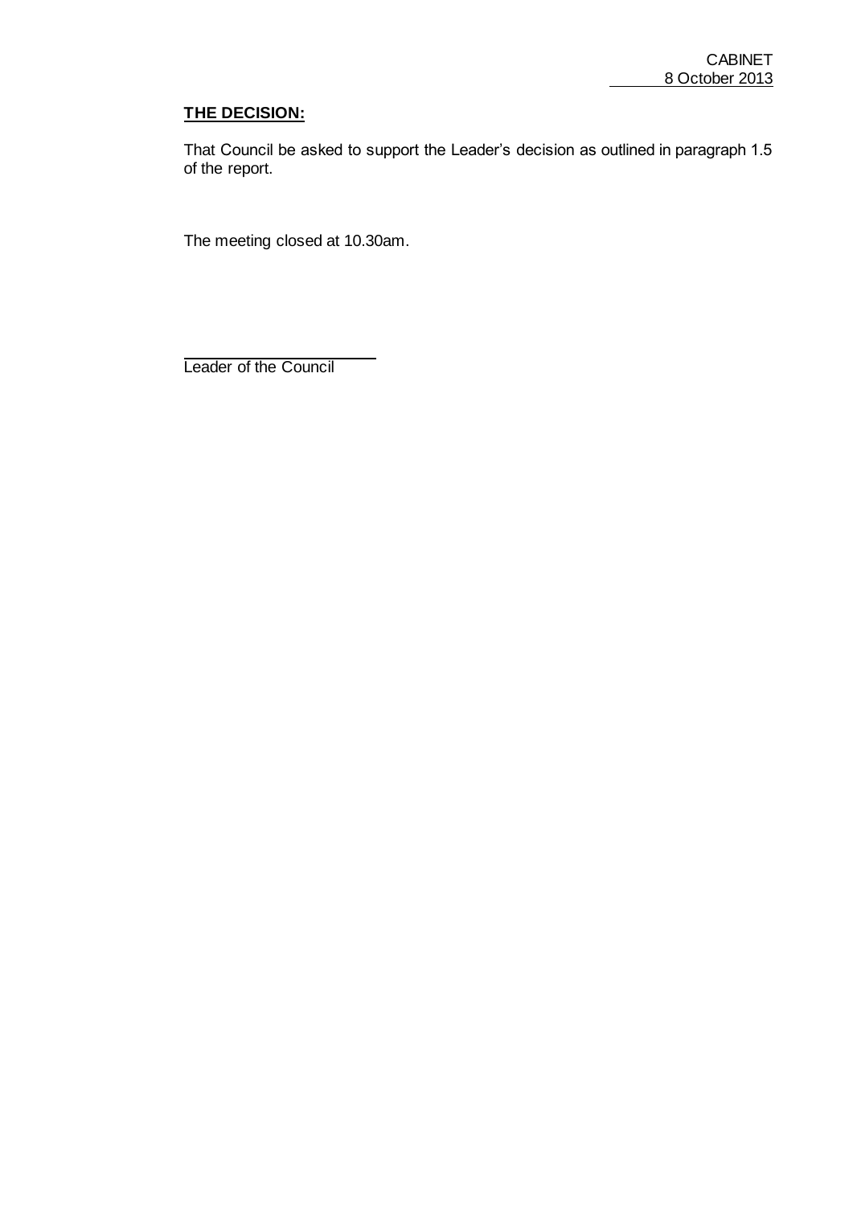**THE DECISION:**

That Council be asked to support the Leader's decision as outlined in paragraph 1.5 of the report.

The meeting closed at 10.30am.

Leader of the Council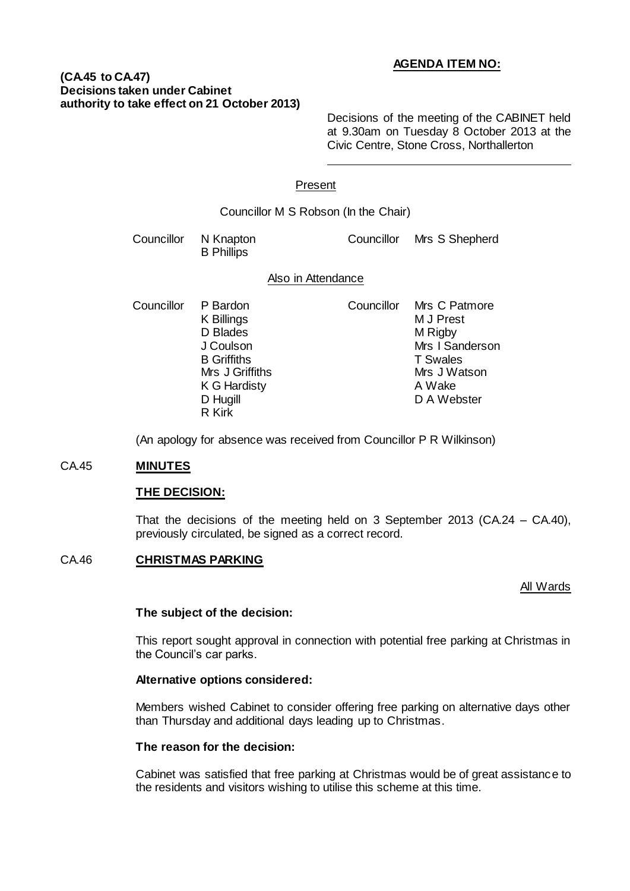**AGENDA ITEM NO:**

**(CA.45 to CA.47)**
**Decisions taken under Cabinet authority to take effect on 21 October 2013)**

Decisions of the meeting of the CABINET held at 9.30am on Tuesday 8 October 2013 at the Civic Centre, Stone Cross, Northallerton

Present

Councillor M S Robson (In the Chair)

| | | | |
|---|---|---|---|
| Councillor | N Knapton | Councillor | Mrs S Shepherd |
| | B Phillips | | |

Also in Attendance

| | | | |
|---|---|---|---|
| Councillor | P Bardon | Councillor | Mrs C Patmore |
| | K Billings | | M J Prest |
| | D Blades | | M Rigby |
| | J Coulson | | Mrs I Sanderson |
| | B Griffiths | | T Swales |
| | Mrs J Griffiths | | Mrs J Watson |
| | K G Hardisty | | A Wake |
| | D Hugill | | D A Webster |
| | R Kirk | | |

(An apology for absence was received from Councillor P R Wilkinson)

CA.45 **MINUTES**

**THE DECISION:**

That the decisions of the meeting held on 3 September 2013 (CA.24 – CA.40), previously circulated, be signed as a correct record.

CA.46 **CHRISTMAS PARKING**

All Wards

**The subject of the decision:**

This report sought approval in connection with potential free parking at Christmas in the Council's car parks.

**Alternative options considered:**

Members wished Cabinet to consider offering free parking on alternative days other than Thursday and additional days leading up to Christmas.

**The reason for the decision:**

Cabinet was satisfied that free parking at Christmas would be of great assistance to the residents and visitors wishing to utilise this scheme at this time.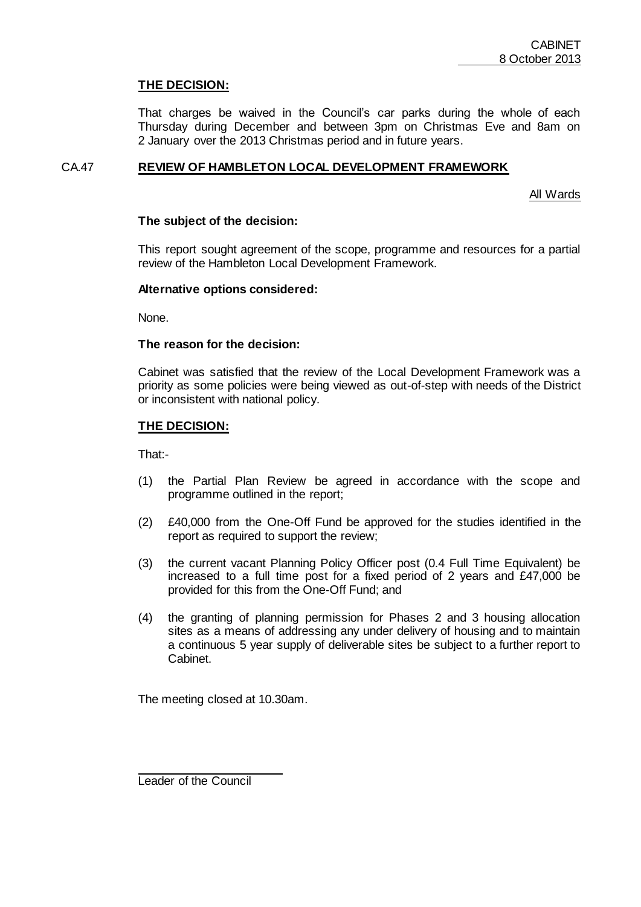### THE DECISION:

That charges be waived in the Council's car parks during the whole of each Thursday during December and between 3pm on Christmas Eve and 8am on 2 January over the 2013 Christmas period and in future years.

## CA.47 REVIEW OF HAMBLETON LOCAL DEVELOPMENT FRAMEWORK

All Wards

**The subject of the decision:**

This report sought agreement of the scope, programme and resources for a partial review of the Hambleton Local Development Framework.

**Alternative options considered:**

None.

**The reason for the decision:**

Cabinet was satisfied that the review of the Local Development Framework was a priority as some policies were being viewed as out-of-step with needs of the District or inconsistent with national policy.

### THE DECISION:

That:-

(1) the Partial Plan Review be agreed in accordance with the scope and programme outlined in the report;

(2) £40,000 from the One-Off Fund be approved for the studies identified in the report as required to support the review;

(3) the current vacant Planning Policy Officer post (0.4 Full Time Equivalent) be increased to a full time post for a fixed period of 2 years and £47,000 be provided for this from the One-Off Fund; and

(4) the granting of planning permission for Phases 2 and 3 housing allocation sites as a means of addressing any under delivery of housing and to maintain a continuous 5 year supply of deliverable sites be subject to a further report to Cabinet.

The meeting closed at 10.30am.

Leader of the Council